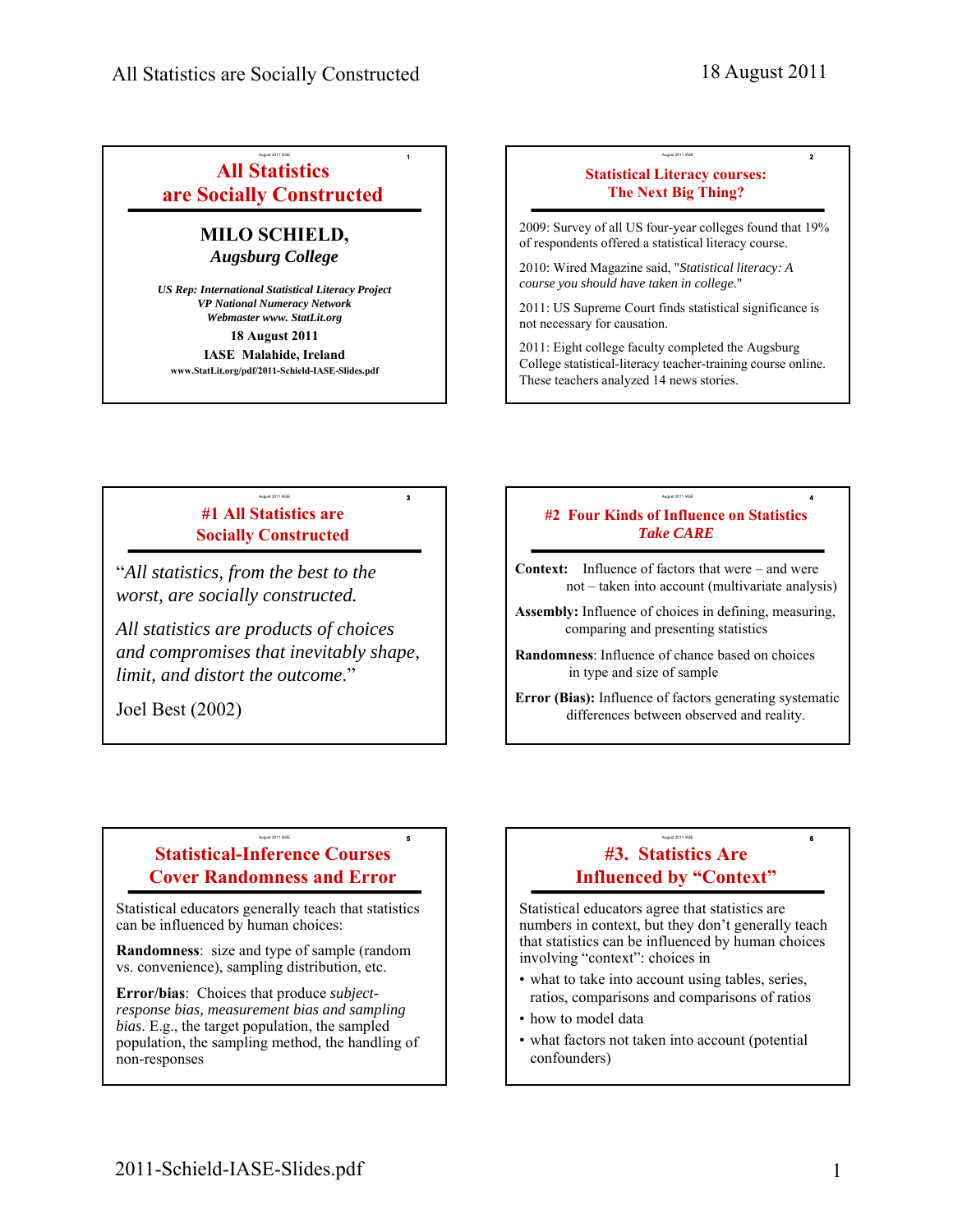## All Statistics are Socially Constructed

**MILO SCHIELD,**
*Augsburg College*

***US Rep: International Statistical Literacy Project***
***VP National Numeracy Network***
***Webmaster www. StatLit.org***

**18 August 2011**
**IASE Malahide, Ireland**
**www.StatLit.org/pdf/2011-Schield-IASE-Slides.pdf**

## Statistical Literacy courses: The Next Big Thing?

2009: Survey of all US four-year colleges found that 19% of respondents offered a statistical literacy course.

2010: Wired Magazine said, "*Statistical literacy: A course you should have taken in college*."

2011: US Supreme Court finds statistical significance is not necessary for causation.

2011: Eight college faculty completed the Augsburg College statistical-literacy teacher-training course online. These teachers analyzed 14 news stories.

## #1 All Statistics are Socially Constructed

"*All statistics, from the best to the worst, are socially constructed.*

*All statistics are products of choices and compromises that inevitably shape, limit, and distort the outcome*."

Joel Best (2002)

## #2 Four Kinds of Influence on Statistics *Take CARE*

**Context:** Influence of factors that were – and were not – taken into account (multivariate analysis)

**Assembly:** Influence of choices in defining, measuring, comparing and presenting statistics

**Randomness**: Influence of chance based on choices in type and size of sample

**Error (Bias):** Influence of factors generating systematic differences between observed and reality.

## Statistical-Inference Courses Cover Randomness and Error

Statistical educators generally teach that statistics can be influenced by human choices:

**Randomness**: size and type of sample (random vs. convenience), sampling distribution, etc.

**Error/bias**: Choices that produce *subject-response bias, measurement bias and sampling bias*. E.g., the target population, the sampled population, the sampling method, the handling of non-responses

## #3. Statistics Are Influenced by "Context"

Statistical educators agree that statistics are numbers in context, but they don't generally teach that statistics can be influenced by human choices involving "context": choices in

- what to take into account using tables, series, ratios, comparisons and comparisons of ratios
- how to model data
- what factors not taken into account (potential confounders)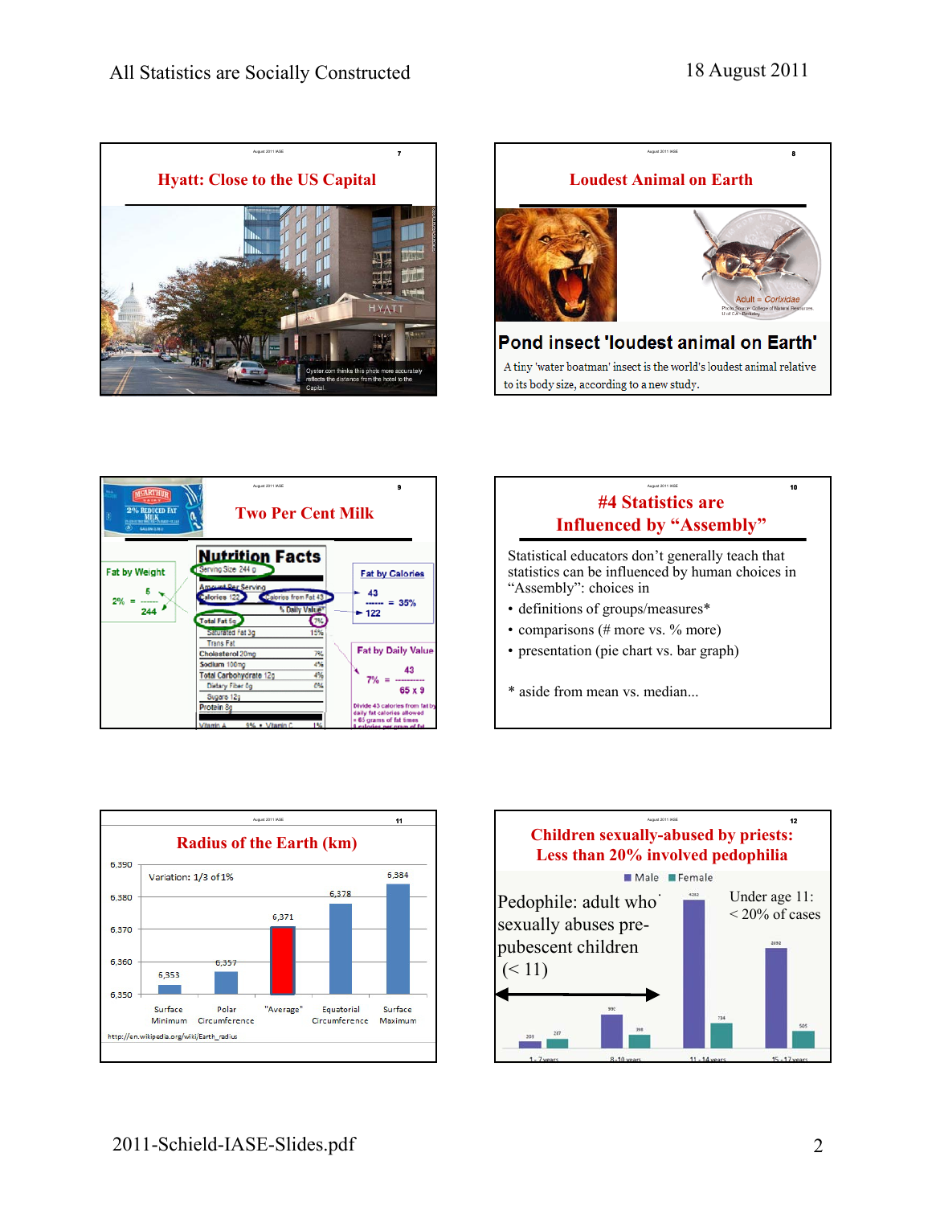## Hyatt: Close to the US Capital

Oyster.com thinks this photo more accurately reflects the distance from the hotel to the Capitol.

## Loudest Animal on Earth

Adult = Corixidae

**Pond insect 'loudest animal on Earth'**

A tiny 'water boatman' insect is the world's loudest animal relative to its body size, according to a new study.

## Two Per Cent Milk

Fat by Weight

2% = 5 / 244

Fat by Calories

43 / 122 = 35%

Fat by Daily Value

7% = 43 / (65 x 9)

Divide 43 calories from fat by daily fat calories allowed = 65 grams of fat times 9 calories per gram of fat

## #4 Statistics are Influenced by "Assembly"

Statistical educators don't generally teach that statistics can be influenced by human choices in "Assembly": choices in

- definitions of groups/measures*
- comparisons (# more vs. % more)
- presentation (pie chart vs. bar graph)

\* aside from mean vs. median...

## Radius of the Earth (km)

Variation: 1/3 of 1%

| Surface Minimum | Polar Circumference | "Average" | Equatorial Circumference | Surface Maximum |
|---|---|---|---|---|
| 6,353 | 6,357 | 6,371 | 6,378 | 6,384 |

http://en.wikipedia.org/wiki/Earth_radius

## Children sexually-abused by priests: Less than 20% involved pedophilia

Pedophile: adult who sexually abuses pre-pubescent children (< 11)

Under age 11: < 20% of cases

| | 1 - 7 years | 8 - 10 years | 11 - 14 years | 15 - 17 years |
|---|---|---|---|---|
| Male | 203 | 990 | 4282 | 2092 |
| Female | 207 | 398 | 734 | 505 |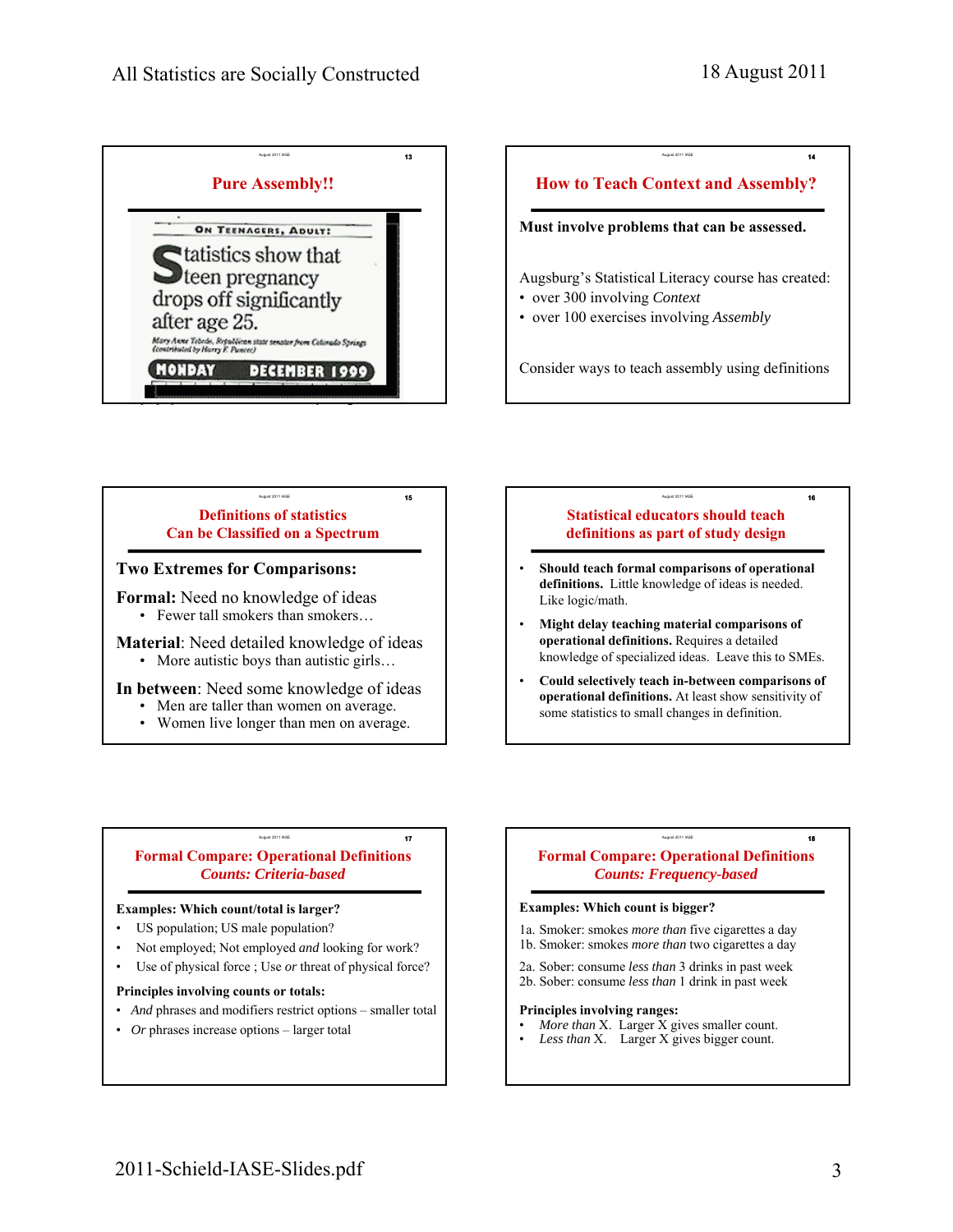## Pure Assembly!!

On Teenagers, Adult:

Statistics show that teen pregnancy drops off significantly after age 25.

Mary Anne Tebedo, Republican state senator from Colorado Springs (contributed by Harry F. Puncec)

MONDAY DECEMBER 1999

## How to Teach Context and Assembly?

**Must involve problems that can be assessed.**

Augsburg's Statistical Literacy course has created:

- over 300 involving *Context*
- over 100 exercises involving *Assembly*

Consider ways to teach assembly using definitions

## Definitions of statistics Can be Classified on a Spectrum

**Two Extremes for Comparisons:**

**Formal:** Need no knowledge of ideas

- Fewer tall smokers than smokers…

**Material**: Need detailed knowledge of ideas

- More autistic boys than autistic girls…

**In between**: Need some knowledge of ideas

- Men are taller than women on average.
- Women live longer than men on average.

## Statistical educators should teach definitions as part of study design

- **Should teach formal comparisons of operational definitions.** Little knowledge of ideas is needed. Like logic/math.
- **Might delay teaching material comparisons of operational definitions.** Requires a detailed knowledge of specialized ideas. Leave this to SMEs.
- **Could selectively teach in-between comparisons of operational definitions.** At least show sensitivity of some statistics to small changes in definition.

## Formal Compare: Operational Definitions *Counts: Criteria-based*

**Examples: Which count/total is larger?**

- US population; US male population?
- Not employed; Not employed *and* looking for work?
- Use of physical force ; Use *or* threat of physical force?

**Principles involving counts or totals:**

- *And* phrases and modifiers restrict options – smaller total
- *Or* phrases increase options – larger total

## Formal Compare: Operational Definitions *Counts: Frequency-based*

**Examples: Which count is bigger?**

1a. Smoker: smokes *more than* five cigarettes a day
1b. Smoker: smokes *more than* two cigarettes a day

2a. Sober: consume *less than* 3 drinks in past week
2b. Sober: consume *less than* 1 drink in past week

**Principles involving ranges:**

- *More than* X. Larger X gives smaller count.
- *Less than* X. Larger X gives bigger count.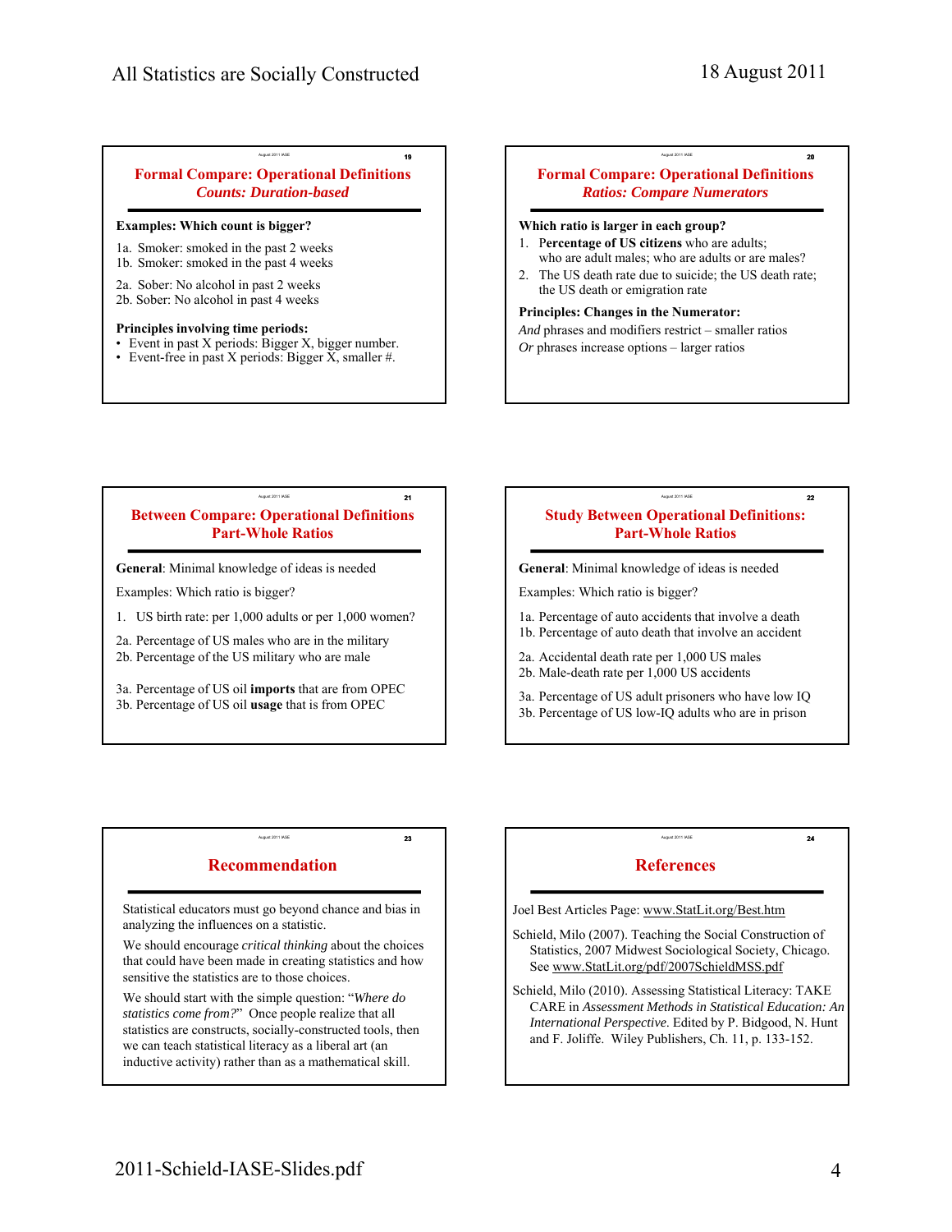## Formal Compare: Operational Definitions
### *Counts: Duration-based*

**Examples: Which count is bigger?**

1a. Smoker: smoked in the past 2 weeks
1b. Smoker: smoked in the past 4 weeks

2a. Sober: No alcohol in past 2 weeks
2b. Sober: No alcohol in past 4 weeks

**Principles involving time periods:**

- Event in past X periods: Bigger X, bigger number.
- Event-free in past X periods: Bigger X, smaller #.

## Formal Compare: Operational Definitions
### *Ratios: Compare Numerators*

**Which ratio is larger in each group?**

1. P**ercentage of US citizens** who are adults; who are adult males; who are adults or are males?
2. The US death rate due to suicide; the US death rate; the US death or emigration rate

**Principles: Changes in the Numerator:**

*And* phrases and modifiers restrict – smaller ratios
*Or* phrases increase options – larger ratios

## Between Compare: Operational Definitions
### Part-Whole Ratios

**General**: Minimal knowledge of ideas is needed

Examples: Which ratio is bigger?

1. US birth rate: per 1,000 adults or per 1,000 women?

2a. Percentage of US males who are in the military
2b. Percentage of the US military who are male

3a. Percentage of US oil **imports** that are from OPEC
3b. Percentage of US oil **usage** that is from OPEC

## Study Between Operational Definitions:
### Part-Whole Ratios

**General**: Minimal knowledge of ideas is needed

Examples: Which ratio is bigger?

1a. Percentage of auto accidents that involve a death
1b. Percentage of auto death that involve an accident

2a. Accidental death rate per 1,000 US males
2b. Male-death rate per 1,000 US accidents

3a. Percentage of US adult prisoners who have low IQ
3b. Percentage of US low-IQ adults who are in prison

## Recommendation

Statistical educators must go beyond chance and bias in analyzing the influences on a statistic.

We should encourage *critical thinking* about the choices that could have been made in creating statistics and how sensitive the statistics are to those choices.

We should start with the simple question: "*Where do statistics come from?*" Once people realize that all statistics are constructs, socially-constructed tools, then we can teach statistical literacy as a liberal art (an inductive activity) rather than as a mathematical skill.

## References

Joel Best Articles Page: www.StatLit.org/Best.htm

Schield, Milo (2007). Teaching the Social Construction of Statistics, 2007 Midwest Sociological Society, Chicago. See www.StatLit.org/pdf/2007SchieldMSS.pdf

Schield, Milo (2010). Assessing Statistical Literacy: TAKE CARE in *Assessment Methods in Statistical Education: An International Perspective*. Edited by P. Bidgood, N. Hunt and F. Joliffe. Wiley Publishers, Ch. 11, p. 133-152.